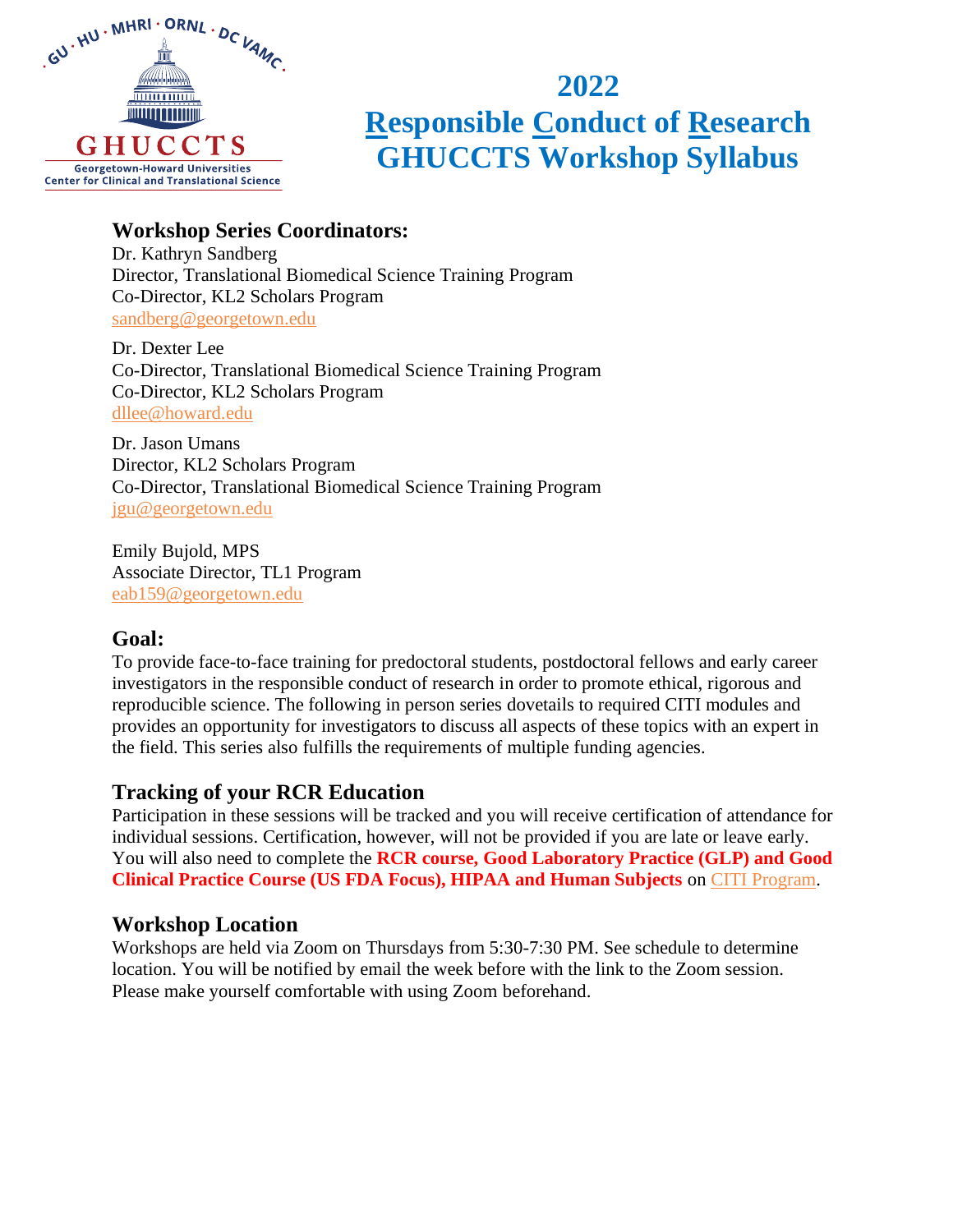# 2022
# Responsible Conduct of Research GHUCCTS Workshop Syllabus

## Workshop Series Coordinators:

Dr. Kathryn Sandberg
Director, Translational Biomedical Science Training Program
Co-Director, KL2 Scholars Program
sandberg@georgetown.edu

Dr. Dexter Lee
Co-Director, Translational Biomedical Science Training Program
Co-Director, KL2 Scholars Program
dllee@howard.edu

Dr. Jason Umans
Director, KL2 Scholars Program
Co-Director, Translational Biomedical Science Training Program
jgu@georgetown.edu

Emily Bujold, MPS
Associate Director, TL1 Program
eab159@georgetown.edu

## Goal:

To provide face-to-face training for predoctoral students, postdoctoral fellows and early career investigators in the responsible conduct of research in order to promote ethical, rigorous and reproducible science. The following in person series dovetails to required CITI modules and provides an opportunity for investigators to discuss all aspects of these topics with an expert in the field. This series also fulfills the requirements of multiple funding agencies.

## Tracking of your RCR Education

Participation in these sessions will be tracked and you will receive certification of attendance for individual sessions. Certification, however, will not be provided if you are late or leave early. You will also need to complete the **RCR course, Good Laboratory Practice (GLP) and Good Clinical Practice Course (US FDA Focus), HIPAA and Human Subjects** on CITI Program.

## Workshop Location

Workshops are held via Zoom on Thursdays from 5:30-7:30 PM. See schedule to determine location. You will be notified by email the week before with the link to the Zoom session. Please make yourself comfortable with using Zoom beforehand.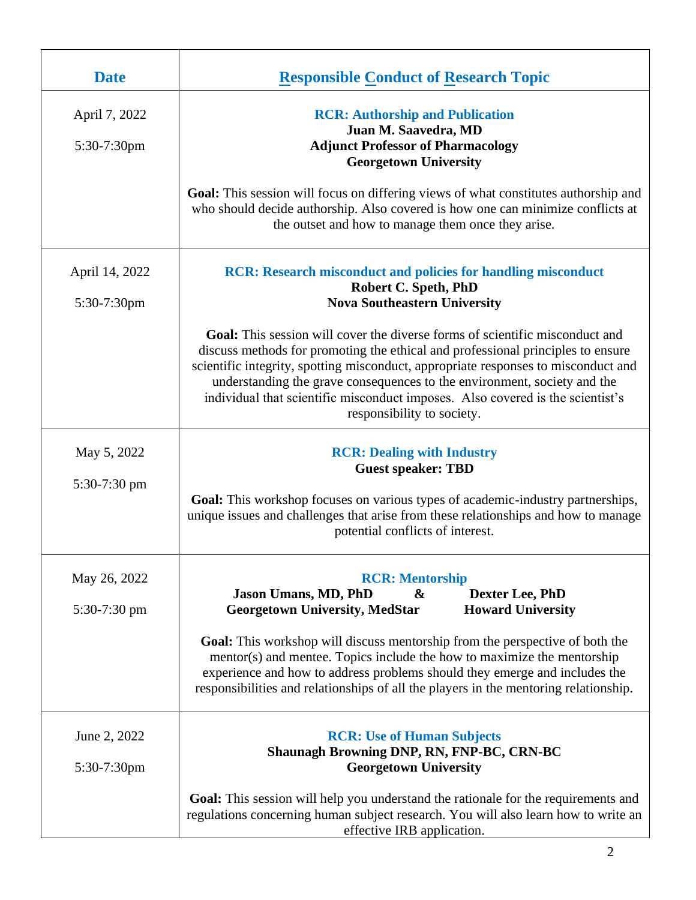| Date | Responsible Conduct of Research Topic |
|---|---|
| April 7, 2022<br><br>5:30-7:30pm | **RCR: Authorship and Publication**<br>**Juan M. Saavedra, MD**<br>**Adjunct Professor of Pharmacology**<br>**Georgetown University**<br><br>**Goal:** This session will focus on differing views of what constitutes authorship and who should decide authorship. Also covered is how one can minimize conflicts at the outset and how to manage them once they arise. |
| April 14, 2022<br><br>5:30-7:30pm | **RCR: Research misconduct and policies for handling misconduct**<br>**Robert C. Speth, PhD**<br>**Nova Southeastern University**<br><br>**Goal:** This session will cover the diverse forms of scientific misconduct and discuss methods for promoting the ethical and professional principles to ensure scientific integrity, spotting misconduct, appropriate responses to misconduct and understanding the grave consequences to the environment, society and the individual that scientific misconduct imposes. Also covered is the scientist's responsibility to society. |
| May 5, 2022<br><br>5:30-7:30 pm | **RCR: Dealing with Industry**<br>**Guest speaker: TBD**<br><br>**Goal:** This workshop focuses on various types of academic-industry partnerships, unique issues and challenges that arise from these relationships and how to manage potential conflicts of interest. |
| May 26, 2022<br><br>5:30-7:30 pm | **RCR: Mentorship**<br>**Jason Umans, MD, PhD & Dexter Lee, PhD**<br>**Georgetown University, MedStar Howard University**<br><br>**Goal:** This workshop will discuss mentorship from the perspective of both the mentor(s) and mentee. Topics include the how to maximize the mentorship experience and how to address problems should they emerge and includes the responsibilities and relationships of all the players in the mentoring relationship. |
| June 2, 2022<br><br>5:30-7:30pm | **RCR: Use of Human Subjects**<br>**Shaunagh Browning DNP, RN, FNP-BC, CRN-BC**<br>**Georgetown University**<br><br>**Goal:** This session will help you understand the rationale for the requirements and regulations concerning human subject research. You will also learn how to write an effective IRB application. |